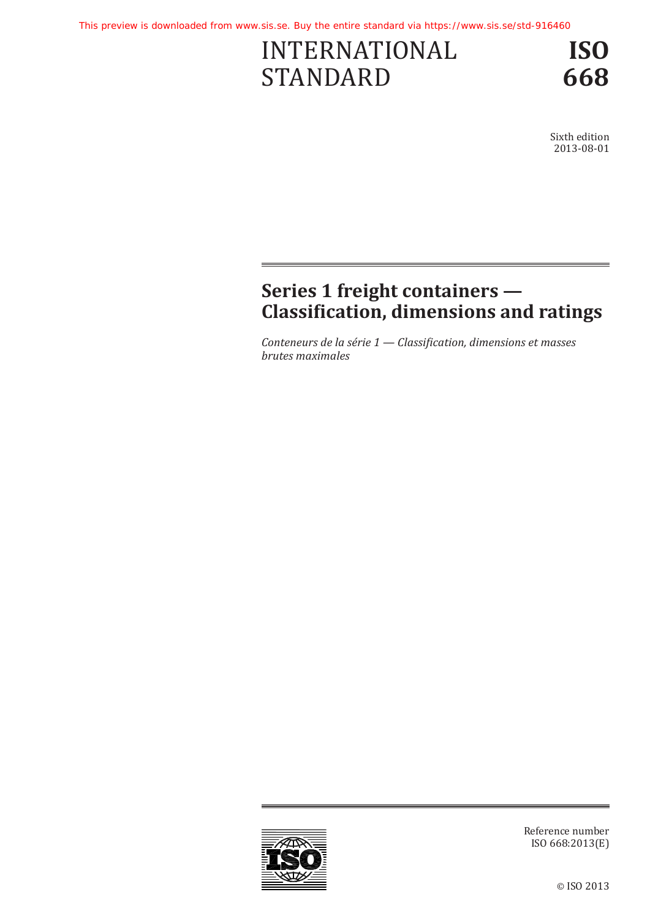This preview is downloaded from www.sis.se. Buy the entire standard via https://www.sis.se/std-916460

# INTERNATIONAL STANDARD

# ISO 668

Sixth edition
2013-08-01

## Series 1 freight containers — Classification, dimensions and ratings

*Conteneurs de la série 1 — Classification, dimensions et masses brutes maximales*

Reference number
ISO 668:2013(E)

© ISO 2013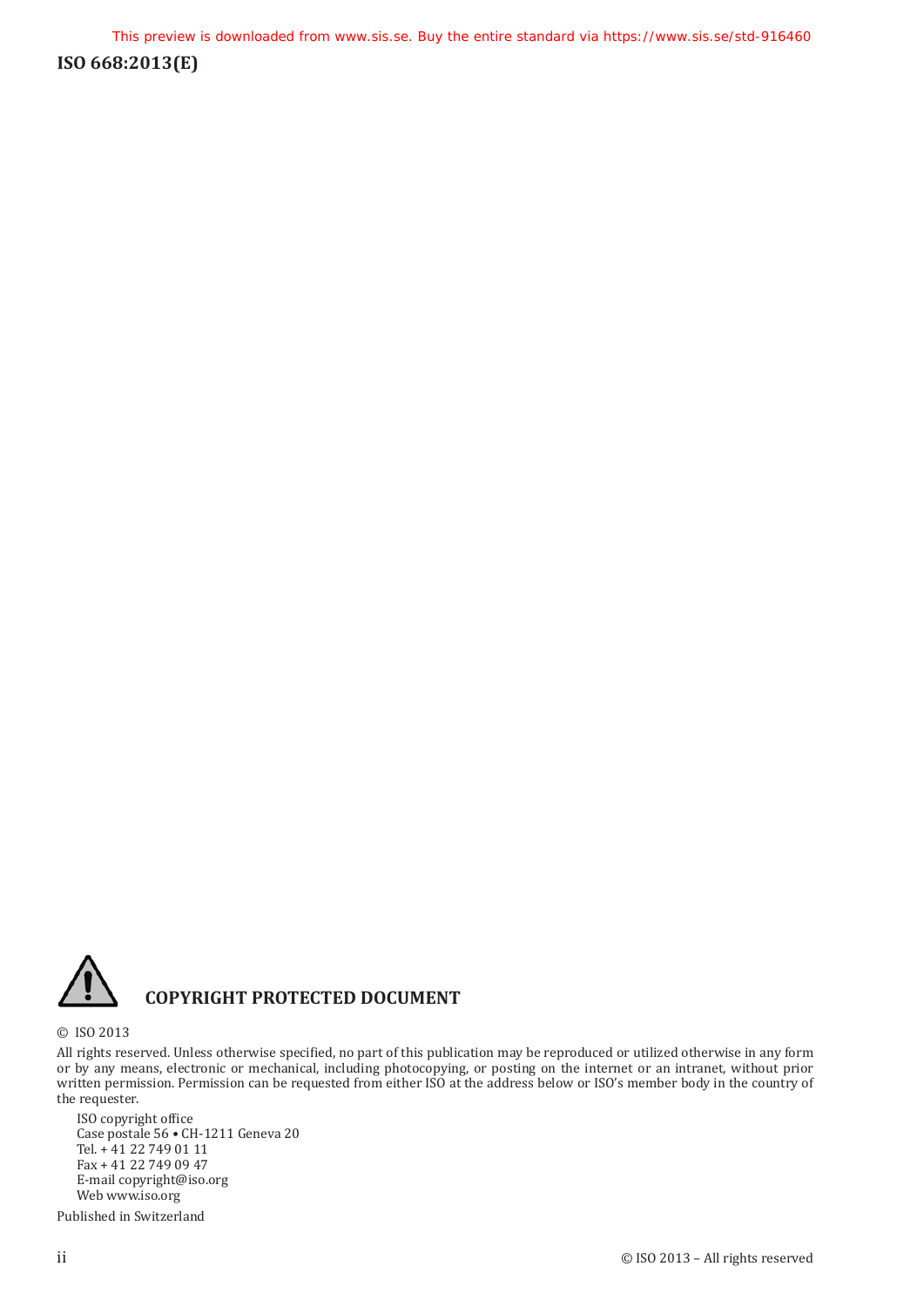## COPYRIGHT PROTECTED DOCUMENT

© ISO 2013

All rights reserved. Unless otherwise specified, no part of this publication may be reproduced or utilized otherwise in any form or by any means, electronic or mechanical, including photocopying, or posting on the internet or an intranet, without prior written permission. Permission can be requested from either ISO at the address below or ISO's member body in the country of the requester.

ISO copyright office
Case postale 56 • CH-1211 Geneva 20
Tel. + 41 22 749 01 11
Fax + 41 22 749 09 47
E-mail copyright@iso.org
Web www.iso.org

Published in Switzerland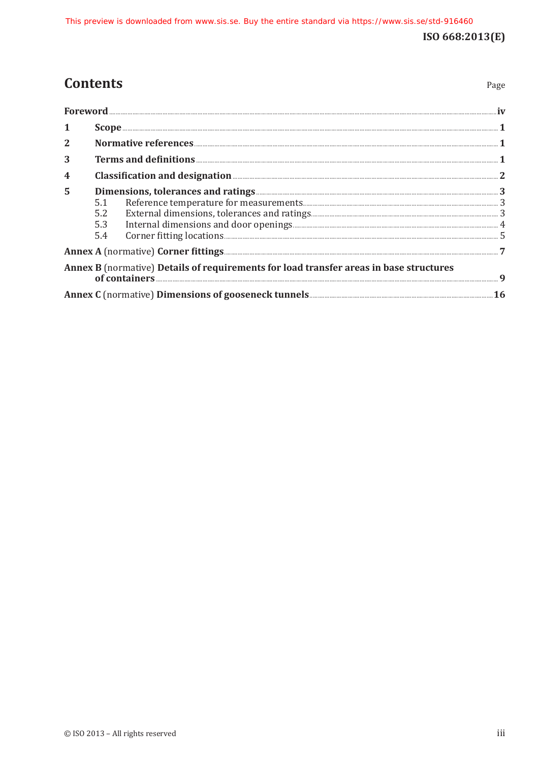# Contents

Page

**Foreword** ..... **iv**

**1 Scope** ..... **1**

**2 Normative references** ..... **1**

**3 Terms and definitions** ..... **1**

**4 Classification and designation** ..... **2**

**5 Dimensions, tolerances and ratings** ..... **3**

- 5.1 Reference temperature for measurements ..... 3
- 5.2 External dimensions, tolerances and ratings ..... 3
- 5.3 Internal dimensions and door openings ..... 4
- 5.4 Corner fitting locations ..... 5

**Annex A** (normative) **Corner fittings** ..... **7**

**Annex B** (normative) **Details of requirements for load transfer areas in base structures of containers** ..... **9**

**Annex C** (normative) **Dimensions of gooseneck tunnels** ..... **16**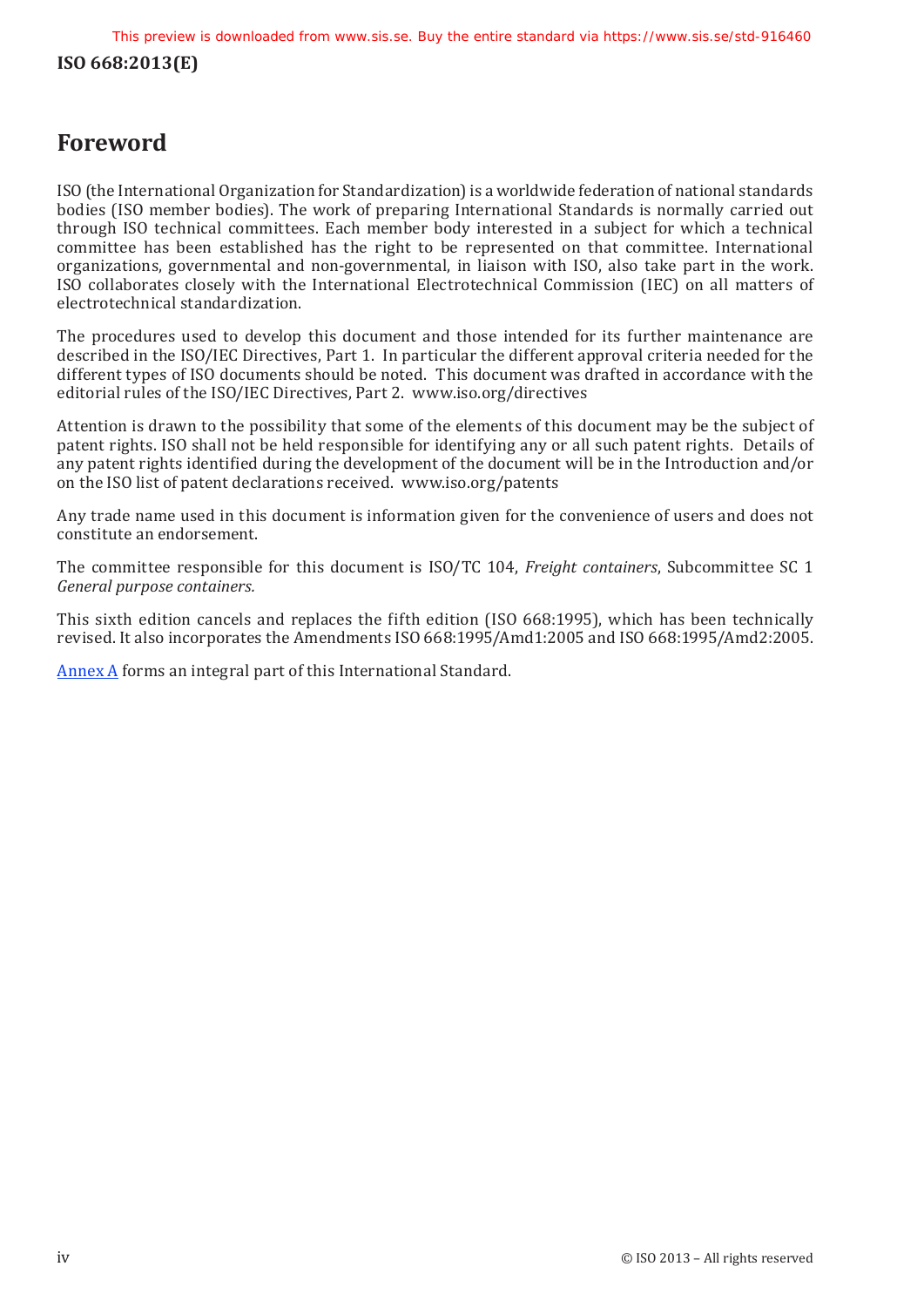# Foreword

ISO (the International Organization for Standardization) is a worldwide federation of national standards bodies (ISO member bodies). The work of preparing International Standards is normally carried out through ISO technical committees. Each member body interested in a subject for which a technical committee has been established has the right to be represented on that committee. International organizations, governmental and non-governmental, in liaison with ISO, also take part in the work. ISO collaborates closely with the International Electrotechnical Commission (IEC) on all matters of electrotechnical standardization.

The procedures used to develop this document and those intended for its further maintenance are described in the ISO/IEC Directives, Part 1. In particular the different approval criteria needed for the different types of ISO documents should be noted. This document was drafted in accordance with the editorial rules of the ISO/IEC Directives, Part 2. www.iso.org/directives

Attention is drawn to the possibility that some of the elements of this document may be the subject of patent rights. ISO shall not be held responsible for identifying any or all such patent rights. Details of any patent rights identified during the development of the document will be in the Introduction and/or on the ISO list of patent declarations received. www.iso.org/patents

Any trade name used in this document is information given for the convenience of users and does not constitute an endorsement.

The committee responsible for this document is ISO/TC 104, *Freight containers*, Subcommittee SC 1 *General purpose containers.*

This sixth edition cancels and replaces the fifth edition (ISO 668:1995), which has been technically revised. It also incorporates the Amendments ISO 668:1995/Amd1:2005 and ISO 668:1995/Amd2:2005.

Annex A forms an integral part of this International Standard.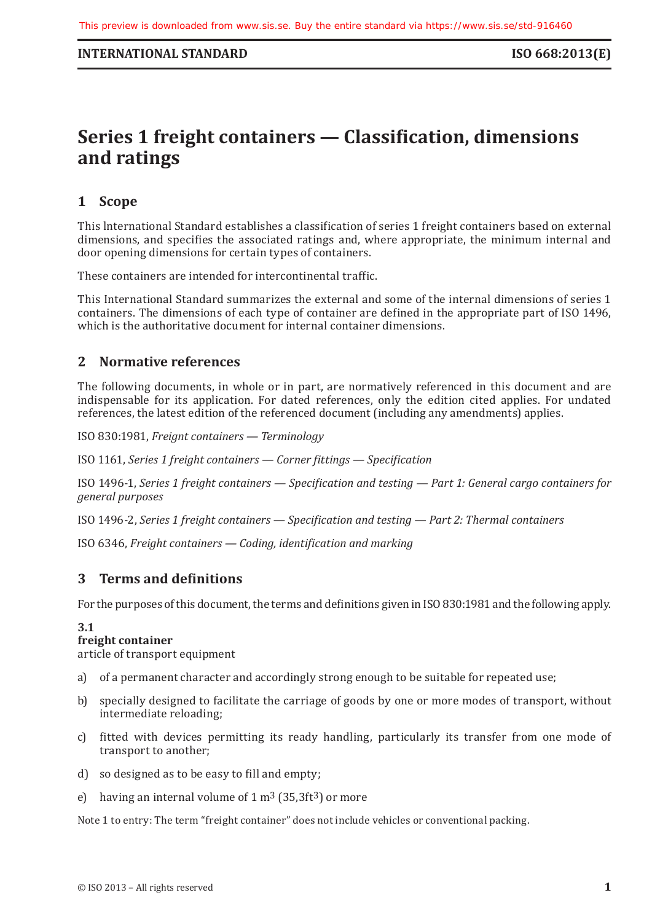# Series 1 freight containers — Classification, dimensions and ratings

## 1 Scope

This lnternational Standard establishes a classification of series 1 freight containers based on external dimensions, and specifies the associated ratings and, where appropriate, the minimum internal and door opening dimensions for certain types of containers.

These containers are intended for intercontinental traffic.

This International Standard summarizes the external and some of the internal dimensions of series 1 containers. The dimensions of each type of container are defined in the appropriate part of ISO 1496, which is the authoritative document for internal container dimensions.

## 2 Normative references

The following documents, in whole or in part, are normatively referenced in this document and are indispensable for its application. For dated references, only the edition cited applies. For undated references, the latest edition of the referenced document (including any amendments) applies.

ISO 830:1981, *Freignt containers — Terminology*

ISO 1161, *Series 1 freight containers — Corner fittings — Specification*

ISO 1496-1, *Series 1 freight containers — Specification and testing — Part 1: General cargo containers for general purposes*

ISO 1496-2, *Series 1 freight containers — Specification and testing — Part 2: Thermal containers*

ISO 6346, *Freight containers — Coding, identification and marking*

## 3 Terms and definitions

For the purposes of this document, the terms and definitions given in ISO 830:1981 and the following apply.

**3.1**
**freight container**
article of transport equipment

a) of a permanent character and accordingly strong enough to be suitable for repeated use;

b) specially designed to facilitate the carriage of goods by one or more modes of transport, without intermediate reloading;

c) fitted with devices permitting its ready handling, particularly its transfer from one mode of transport to another;

d) so designed as to be easy to fill and empty;

e) having an internal volume of 1 $m^3$ (35,3$ft^3$) or more

Note 1 to entry: The term “freight container” does not include vehicles or conventional packing.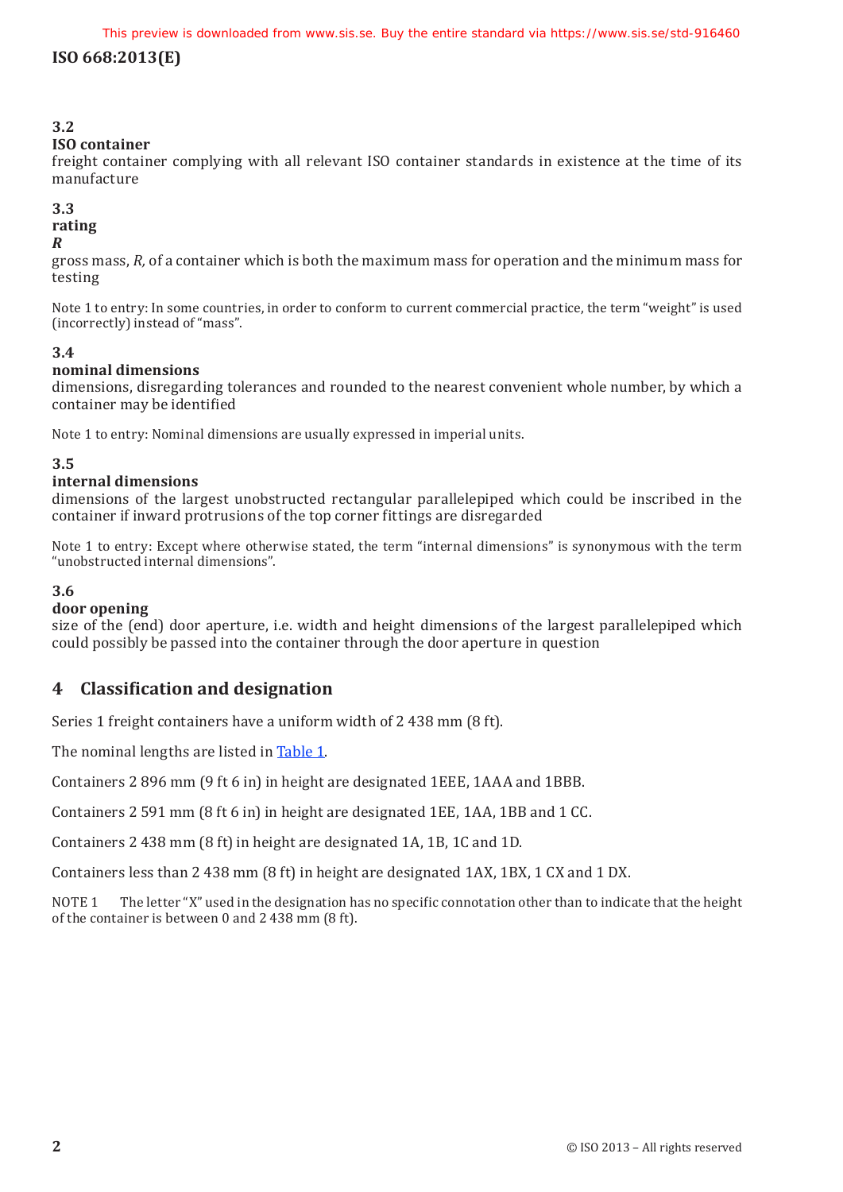### 3.2

**ISO container**

freight container complying with all relevant ISO container standards in existence at the time of its manufacture

### 3.3

**rating**

***R***

gross mass, *R,* of a container which is both the maximum mass for operation and the minimum mass for testing

Note 1 to entry: In some countries, in order to conform to current commercial practice, the term "weight" is used (incorrectly) instead of "mass".

### 3.4

**nominal dimensions**

dimensions, disregarding tolerances and rounded to the nearest convenient whole number, by which a container may be identified

Note 1 to entry: Nominal dimensions are usually expressed in imperial units.

### 3.5

**internal dimensions**

dimensions of the largest unobstructed rectangular parallelepiped which could be inscribed in the container if inward protrusions of the top corner fittings are disregarded

Note 1 to entry: Except where otherwise stated, the term "internal dimensions" is synonymous with the term "unobstructed internal dimensions".

### 3.6

**door opening**

size of the (end) door aperture, i.e. width and height dimensions of the largest parallelepiped which could possibly be passed into the container through the door aperture in question

## 4 Classification and designation

Series 1 freight containers have a uniform width of 2 438 mm (8 ft).

The nominal lengths are listed in Table 1.

Containers 2 896 mm (9 ft 6 in) in height are designated 1EEE, 1AAA and 1BBB.

Containers 2 591 mm (8 ft 6 in) in height are designated 1EE, 1AA, 1BB and 1 CC.

Containers 2 438 mm (8 ft) in height are designated 1A, 1B, 1C and 1D.

Containers less than 2 438 mm (8 ft) in height are designated 1AX, 1BX, 1 CX and 1 DX.

NOTE 1 The letter "X" used in the designation has no specific connotation other than to indicate that the height of the container is between 0 and 2 438 mm (8 ft).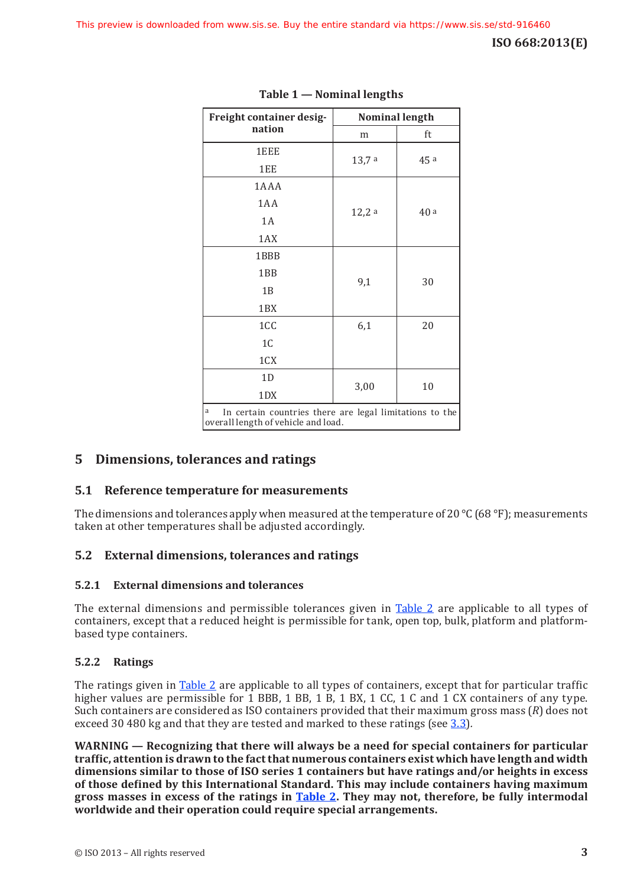Table 1 — Nominal lengths

| Freight container designation | Nominal length | |
|---|---|---|
| | m | ft |
| 1EEE<br>1EE | 13,7 [a] | 45 [a] |
| 1AAA<br>1AA<br>1A<br>1AX | 12,2 [a] | 40 [a] |
| 1BBB<br>1BB<br>1B<br>1BX | 9,1 | 30 |
| 1CC<br>1C<br>1CX | 6,1 | 20 |
| 1D<br>1DX | 3,00 | 10 |

[a] In certain countries there are legal limitations to the overall length of vehicle and load.

## 5 Dimensions, tolerances and ratings

### 5.1 Reference temperature for measurements

The dimensions and tolerances apply when measured at the temperature of 20 °C (68 °F); measurements taken at other temperatures shall be adjusted accordingly.

### 5.2 External dimensions, tolerances and ratings

#### 5.2.1 External dimensions and tolerances

The external dimensions and permissible tolerances given in Table 2 are applicable to all types of containers, except that a reduced height is permissible for tank, open top, bulk, platform and platform-based type containers.

#### 5.2.2 Ratings

The ratings given in Table 2 are applicable to all types of containers, except that for particular traffic higher values are permissible for 1 BBB, 1 BB, 1 B, 1 BX, 1 CC, 1 C and 1 CX containers of any type. Such containers are considered as ISO containers provided that their maximum gross mass ($R$) does not exceed 30 480 kg and that they are tested and marked to these ratings (see 3.3).

**WARNING — Recognizing that there will always be a need for special containers for particular traffic, attention is drawn to the fact that numerous containers exist which have length and width dimensions similar to those of ISO series 1 containers but have ratings and/or heights in excess of those defined by this International Standard. This may include containers having maximum gross masses in excess of the ratings in Table 2. They may not, therefore, be fully intermodal worldwide and their operation could require special arrangements.**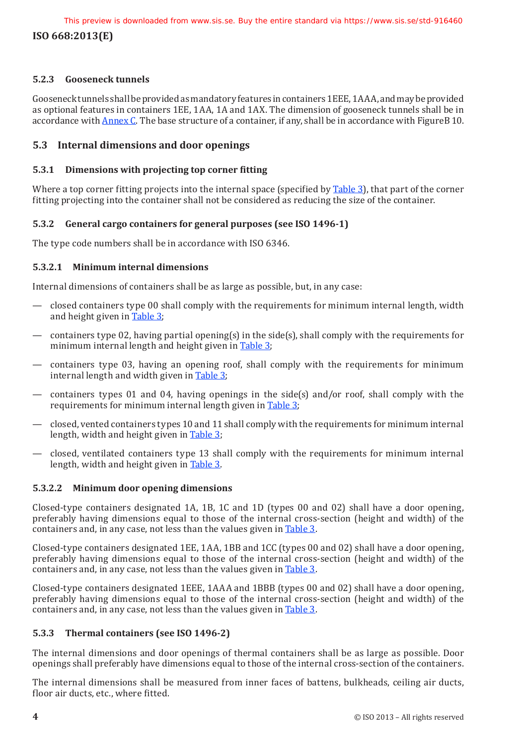### 5.2.3 Gooseneck tunnels

Gooseneck tunnels shall be provided as mandatory features in containers 1EEE, 1AAA, and may be provided as optional features in containers 1EE, 1AA, 1A and 1AX. The dimension of gooseneck tunnels shall be in accordance with Annex C. The base structure of a container, if any, shall be in accordance with FigureB 10.

## 5.3 Internal dimensions and door openings

### 5.3.1 Dimensions with projecting top corner fitting

Where a top corner fitting projects into the internal space (specified by Table 3), that part of the corner fitting projecting into the container shall not be considered as reducing the size of the container.

### 5.3.2 General cargo containers for general purposes (see ISO 1496-1)

The type code numbers shall be in accordance with ISO 6346.

#### 5.3.2.1 Minimum internal dimensions

Internal dimensions of containers shall be as large as possible, but, in any case:

- closed containers type 00 shall comply with the requirements for minimum internal length, width and height given in Table 3;
- containers type 02, having partial opening(s) in the side(s), shall comply with the requirements for minimum internal length and height given in Table 3;
- containers type 03, having an opening roof, shall comply with the requirements for minimum internal length and width given in Table 3;
- containers types 01 and 04, having openings in the side(s) and/or roof, shall comply with the requirements for minimum internal length given in Table 3;
- closed, vented containers types 10 and 11 shall comply with the requirements for minimum internal length, width and height given in Table 3;
- closed, ventilated containers type 13 shall comply with the requirements for minimum internal length, width and height given in Table 3.

#### 5.3.2.2 Minimum door opening dimensions

Closed-type containers designated 1A, 1B, 1C and 1D (types 00 and 02) shall have a door opening, preferably having dimensions equal to those of the internal cross-section (height and width) of the containers and, in any case, not less than the values given in Table 3.

Closed-type containers designated 1EE, 1AA, 1BB and 1CC (types 00 and 02) shall have a door opening, preferably having dimensions equal to those of the internal cross-section (height and width) of the containers and, in any case, not less than the values given in Table 3.

Closed-type containers designated 1EEE, 1AAA and 1BBB (types 00 and 02) shall have a door opening, preferably having dimensions equal to those of the internal cross-section (height and width) of the containers and, in any case, not less than the values given in Table 3.

### 5.3.3 Thermal containers (see ISO 1496-2)

The internal dimensions and door openings of thermal containers shall be as large as possible. Door openings shall preferably have dimensions equal to those of the internal cross-section of the containers.

The internal dimensions shall be measured from inner faces of battens, bulkheads, ceiling air ducts, floor air ducts, etc., where fitted.